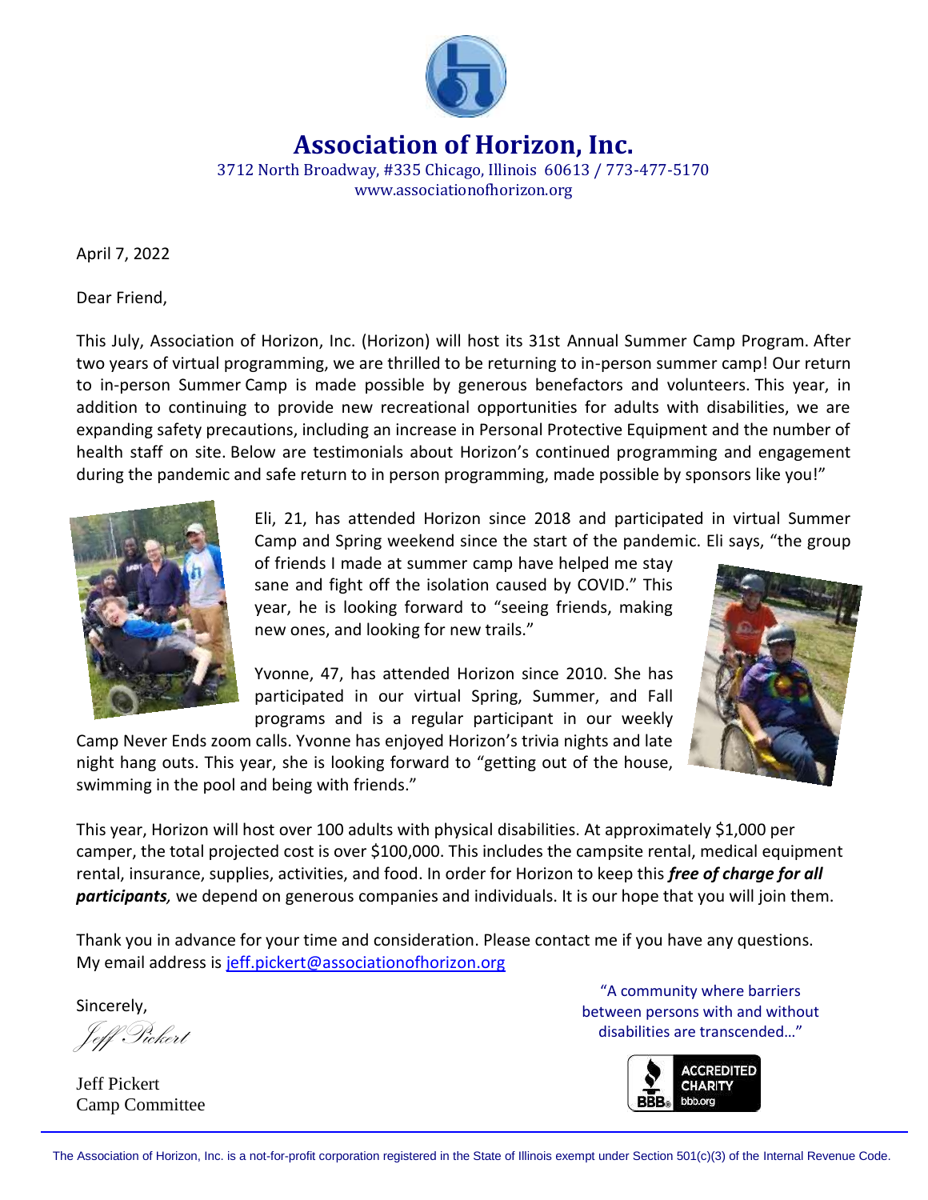# Association of Horizon, Inc.

3712 North Broadway, #335 Chicago, Illinois 60613 / 773-477-5170
www.associationofhorizon.org

April 7, 2022

Dear Friend,

This July, Association of Horizon, Inc. (Horizon) will host its 31st Annual Summer Camp Program. After two years of virtual programming, we are thrilled to be returning to in-person summer camp! Our return to in-person Summer Camp is made possible by generous benefactors and volunteers. This year, in addition to continuing to provide new recreational opportunities for adults with disabilities, we are expanding safety precautions, including an increase in Personal Protective Equipment and the number of health staff on site. Below are testimonials about Horizon's continued programming and engagement during the pandemic and safe return to in person programming, made possible by sponsors like you!"

Eli, 21, has attended Horizon since 2018 and participated in virtual Summer Camp and Spring weekend since the start of the pandemic. Eli says, "the group of friends I made at summer camp have helped me stay sane and fight off the isolation caused by COVID." This year, he is looking forward to "seeing friends, making new ones, and looking for new trails."

Yvonne, 47, has attended Horizon since 2010. She has participated in our virtual Spring, Summer, and Fall programs and is a regular participant in our weekly Camp Never Ends zoom calls. Yvonne has enjoyed Horizon's trivia nights and late night hang outs. This year, she is looking forward to "getting out of the house, swimming in the pool and being with friends."

This year, Horizon will host over 100 adults with physical disabilities. At approximately $1,000 per camper, the total projected cost is over $100,000. This includes the campsite rental, medical equipment rental, insurance, supplies, activities, and food. In order for Horizon to keep this ***free of charge for all participants,*** we depend on generous companies and individuals. It is our hope that you will join them.

Thank you in advance for your time and consideration. Please contact me if you have any questions. My email address is jeff.pickert@associationofhorizon.org

Sincerely,

*Jeff Pickert*

Jeff Pickert
Camp Committee

"A community where barriers between persons with and without disabilities are transcended…"

ACCREDITED CHARITY bbb.org

The Association of Horizon, Inc. is a not-for-profit corporation registered in the State of Illinois exempt under Section 501(c)(3) of the Internal Revenue Code.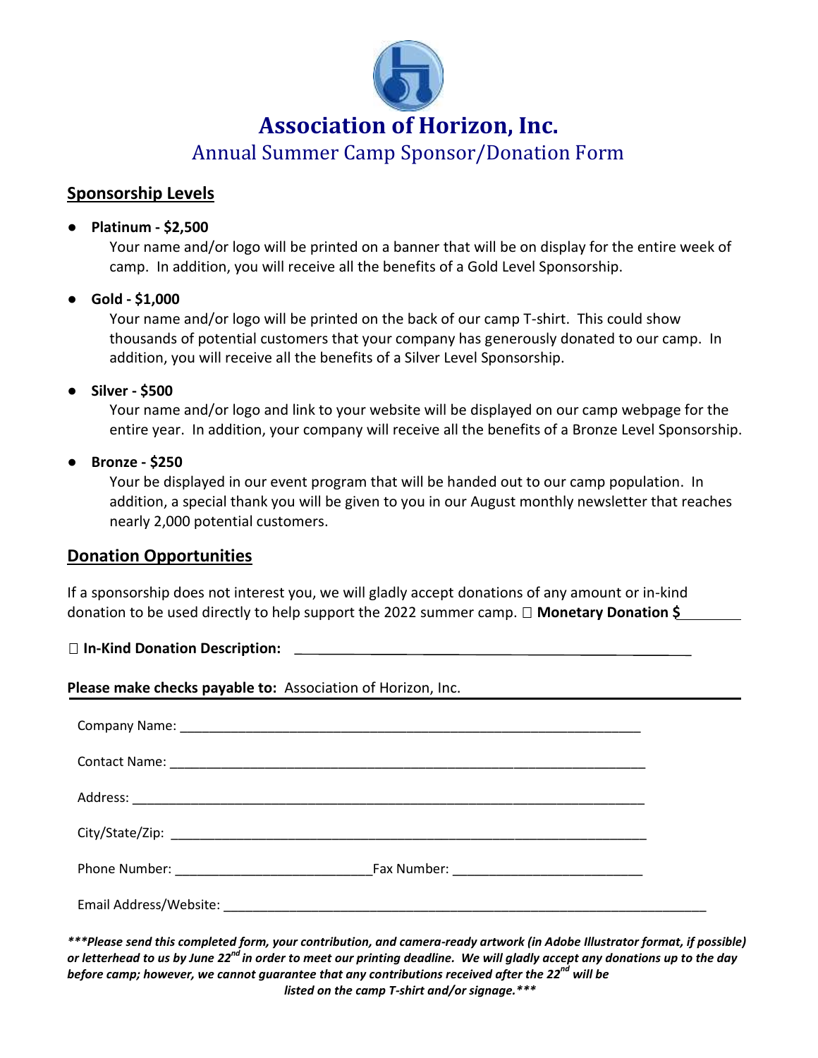# Association of Horizon, Inc.

## Annual Summer Camp Sponsor/Donation Form

### Sponsorship Levels

- **Platinum - $2,500**
  Your name and/or logo will be printed on a banner that will be on display for the entire week of camp. In addition, you will receive all the benefits of a Gold Level Sponsorship.

- **Gold - $1,000**
  Your name and/or logo will be printed on the back of our camp T-shirt. This could show thousands of potential customers that your company has generously donated to our camp. In addition, you will receive all the benefits of a Silver Level Sponsorship.

- **Silver - $500**
  Your name and/or logo and link to your website will be displayed on our camp webpage for the entire year. In addition, your company will receive all the benefits of a Bronze Level Sponsorship.

- **Bronze - $250**
  Your be displayed in our event program that will be handed out to our camp population. In addition, a special thank you will be given to you in our August monthly newsletter that reaches nearly 2,000 potential customers.

### Donation Opportunities

If a sponsorship does not interest you, we will gladly accept donations of any amount or in-kind donation to be used directly to help support the 2022 summer camp. ☐ **Monetary Donation $**________

☐ **In-Kind Donation Description:** ____________________________________________

**Please make checks payable to:** Association of Horizon, Inc.

Company Name: ______________________________________________________________

Contact Name: _______________________________________________________________

Address: ____________________________________________________________________

City/State/Zip: ______________________________________________________________

Phone Number: __________________________ Fax Number: __________________________

Email Address/Website: _______________________________________________________

***\*\*\*Please send this completed form, your contribution, and camera-ready artwork (in Adobe Illustrator format, if possible) or letterhead to us by June 22nd in order to meet our printing deadline. We will gladly accept any donations up to the day before camp; however, we cannot guarantee that any contributions received after the 22nd will be listed on the camp T-shirt and/or signage.\*\*\****